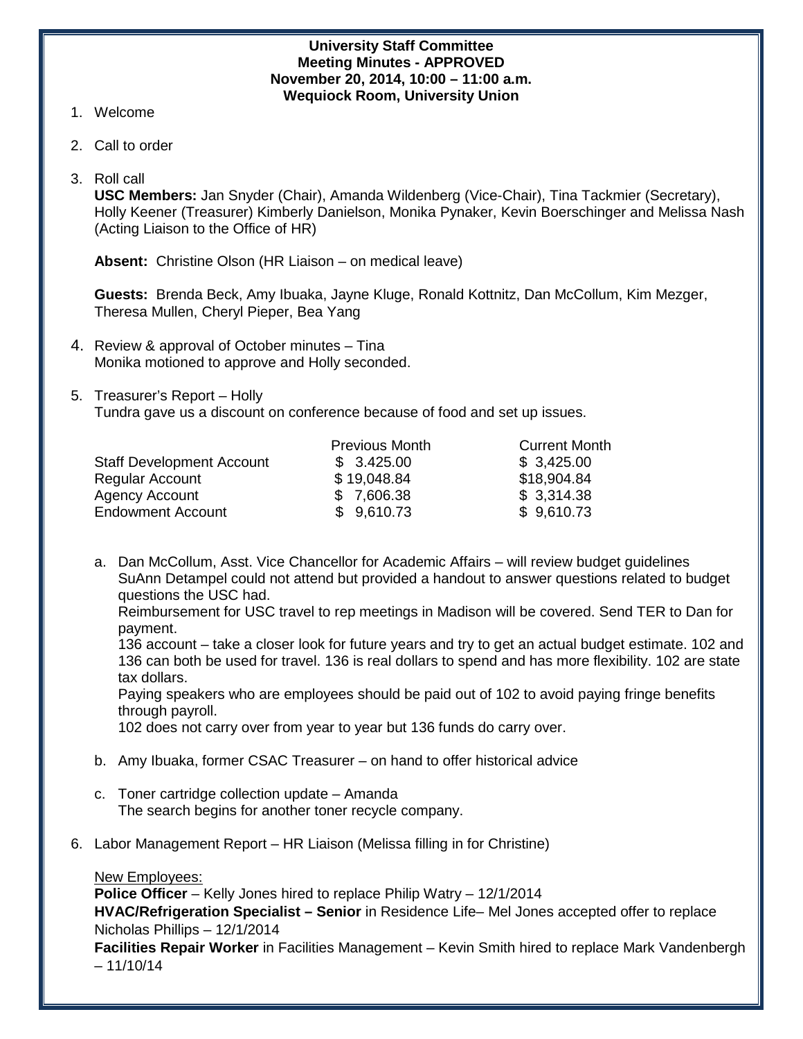**University Staff Committee**
**Meeting Minutes - APPROVED**
**November 20, 2014, 10:00 – 11:00 a.m.**
**Wequiock Room, University Union**

1. Welcome

2. Call to order

3. Roll call
   **USC Members:** Jan Snyder (Chair), Amanda Wildenberg (Vice-Chair), Tina Tackmier (Secretary), Holly Keener (Treasurer) Kimberly Danielson, Monika Pynaker, Kevin Boerschinger and Melissa Nash (Acting Liaison to the Office of HR)

   **Absent:** Christine Olson (HR Liaison – on medical leave)

   **Guests:** Brenda Beck, Amy Ibuaka, Jayne Kluge, Ronald Kottnitz, Dan McCollum, Kim Mezger, Theresa Mullen, Cheryl Pieper, Bea Yang

4. Review & approval of October minutes – Tina
   Monika motioned to approve and Holly seconded.

5. Treasurer's Report – Holly
   Tundra gave us a discount on conference because of food and set up issues.

   | | Previous Month | Current Month |
   |---|---|---|
   | Staff Development Account | $ 3.425.00 | $ 3,425.00 |
   | Regular Account | $ 19,048.84 | $18,904.84 |
   | Agency Account | $ 7,606.38 | $ 3,314.38 |
   | Endowment Account | $ 9,610.73 | $ 9,610.73 |

   a. Dan McCollum, Asst. Vice Chancellor for Academic Affairs – will review budget guidelines
      SuAnn Detampel could not attend but provided a handout to answer questions related to budget questions the USC had.
      Reimbursement for USC travel to rep meetings in Madison will be covered. Send TER to Dan for payment.
      136 account – take a closer look for future years and try to get an actual budget estimate. 102 and 136 can both be used for travel. 136 is real dollars to spend and has more flexibility. 102 are state tax dollars.
      Paying speakers who are employees should be paid out of 102 to avoid paying fringe benefits through payroll.
      102 does not carry over from year to year but 136 funds do carry over.

   b. Amy Ibuaka, former CSAC Treasurer – on hand to offer historical advice

   c. Toner cartridge collection update – Amanda
      The search begins for another toner recycle company.

6. Labor Management Report – HR Liaison (Melissa filling in for Christine)

   New Employees:
   **Police Officer** – Kelly Jones hired to replace Philip Watry – 12/1/2014
   **HVAC/Refrigeration Specialist – Senior** in Residence Life– Mel Jones accepted offer to replace Nicholas Phillips – 12/1/2014
   **Facilities Repair Worker** in Facilities Management – Kevin Smith hired to replace Mark Vandenbergh – 11/10/14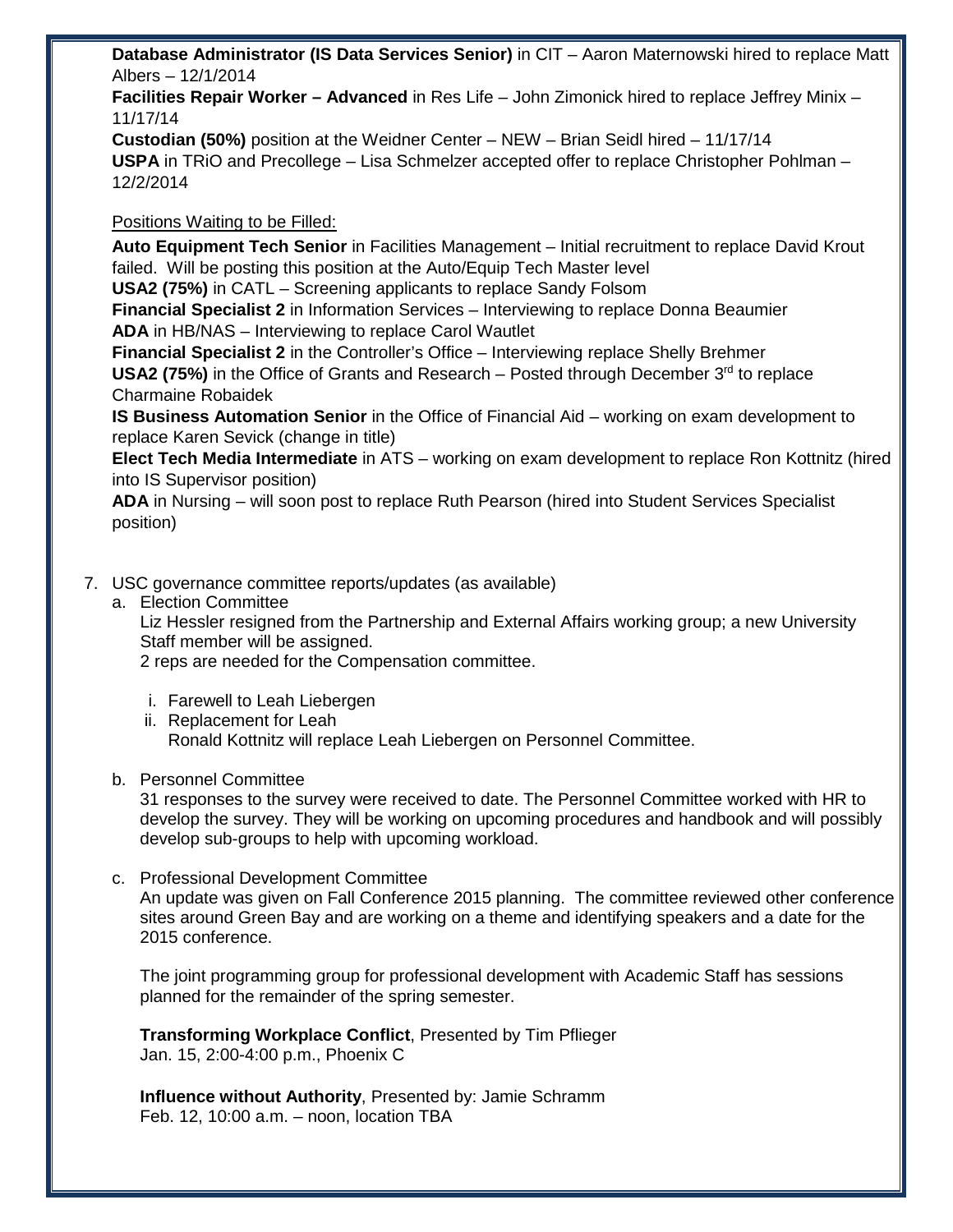**Database Administrator (IS Data Services Senior)** in CIT – Aaron Maternowski hired to replace Matt Albers – 12/1/2014
**Facilities Repair Worker – Advanced** in Res Life – John Zimonick hired to replace Jeffrey Minix – 11/17/14
**Custodian (50%)** position at the Weidner Center – NEW – Brian Seidl hired – 11/17/14
**USPA** in TRiO and Precollege – Lisa Schmelzer accepted offer to replace Christopher Pohlman – 12/2/2014

Positions Waiting to be Filled:

**Auto Equipment Tech Senior** in Facilities Management – Initial recruitment to replace David Krout failed. Will be posting this position at the Auto/Equip Tech Master level
**USA2 (75%)** in CATL – Screening applicants to replace Sandy Folsom
**Financial Specialist 2** in Information Services – Interviewing to replace Donna Beaumier
**ADA** in HB/NAS – Interviewing to replace Carol Wautlet
**Financial Specialist 2** in the Controller's Office – Interviewing replace Shelly Brehmer
**USA2 (75%)** in the Office of Grants and Research – Posted through December 3rd to replace Charmaine Robaidek
**IS Business Automation Senior** in the Office of Financial Aid – working on exam development to replace Karen Sevick (change in title)
**Elect Tech Media Intermediate** in ATS – working on exam development to replace Ron Kottnitz (hired into IS Supervisor position)
**ADA** in Nursing – will soon post to replace Ruth Pearson (hired into Student Services Specialist position)

7. USC governance committee reports/updates (as available)
   a. Election Committee
      Liz Hessler resigned from the Partnership and External Affairs working group; a new University Staff member will be assigned.
      2 reps are needed for the Compensation committee.

      i. Farewell to Leah Liebergen
      ii. Replacement for Leah
          Ronald Kottnitz will replace Leah Liebergen on Personnel Committee.

   b. Personnel Committee
      31 responses to the survey were received to date. The Personnel Committee worked with HR to develop the survey. They will be working on upcoming procedures and handbook and will possibly develop sub-groups to help with upcoming workload.

   c. Professional Development Committee
      An update was given on Fall Conference 2015 planning. The committee reviewed other conference sites around Green Bay and are working on a theme and identifying speakers and a date for the 2015 conference.

      The joint programming group for professional development with Academic Staff has sessions planned for the remainder of the spring semester.

      **Transforming Workplace Conflict**, Presented by Tim Pflieger
      Jan. 15, 2:00-4:00 p.m., Phoenix C

      **Influence without Authority**, Presented by: Jamie Schramm
      Feb. 12, 10:00 a.m. – noon, location TBA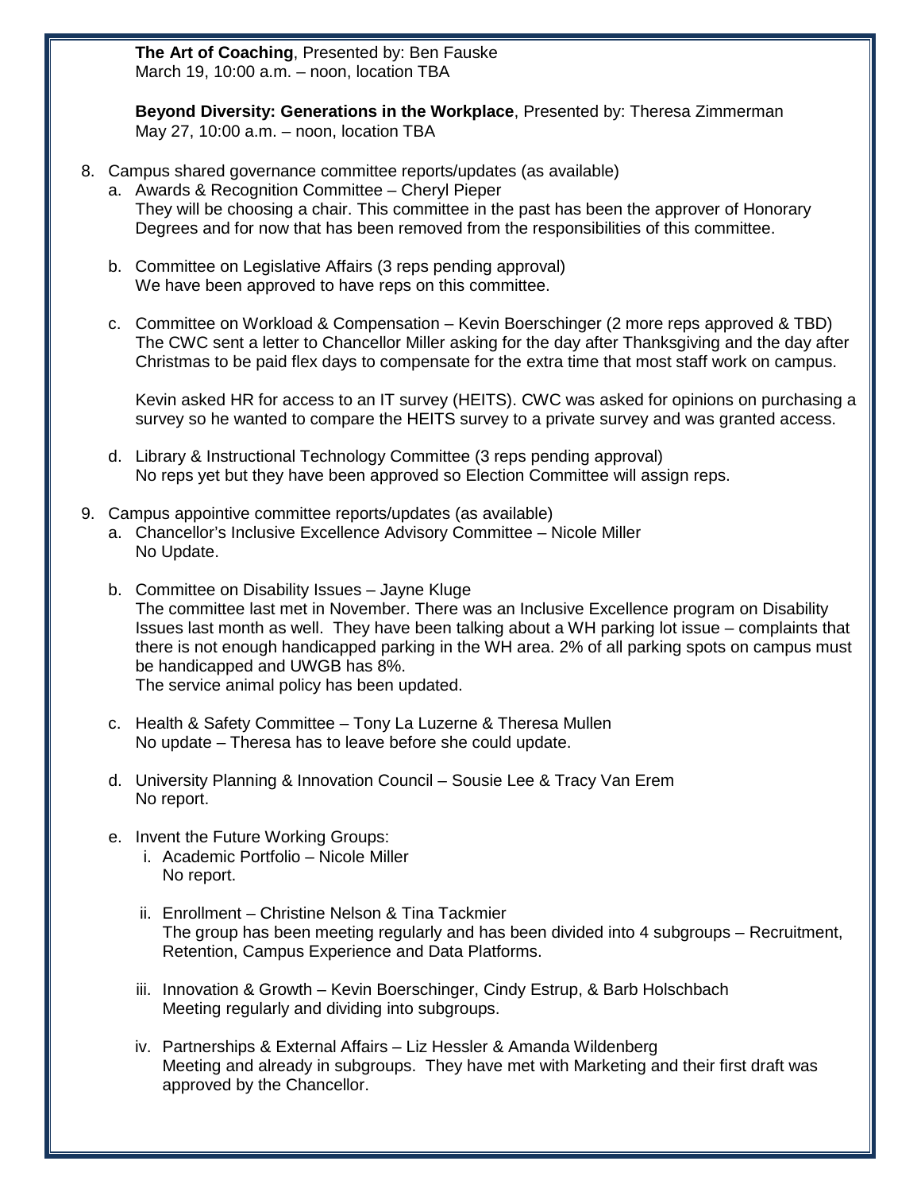**The Art of Coaching**, Presented by: Ben Fauske
March 19, 10:00 a.m. – noon, location TBA

**Beyond Diversity: Generations in the Workplace**, Presented by: Theresa Zimmerman
May 27, 10:00 a.m. – noon, location TBA

8. Campus shared governance committee reports/updates (as available)
   a. Awards & Recognition Committee – Cheryl Pieper
      They will be choosing a chair. This committee in the past has been the approver of Honorary Degrees and for now that has been removed from the responsibilities of this committee.

   b. Committee on Legislative Affairs (3 reps pending approval)
      We have been approved to have reps on this committee.

   c. Committee on Workload & Compensation – Kevin Boerschinger (2 more reps approved & TBD)
      The CWC sent a letter to Chancellor Miller asking for the day after Thanksgiving and the day after Christmas to be paid flex days to compensate for the extra time that most staff work on campus.

      Kevin asked HR for access to an IT survey (HEITS). CWC was asked for opinions on purchasing a survey so he wanted to compare the HEITS survey to a private survey and was granted access.

   d. Library & Instructional Technology Committee (3 reps pending approval)
      No reps yet but they have been approved so Election Committee will assign reps.

9. Campus appointive committee reports/updates (as available)
   a. Chancellor's Inclusive Excellence Advisory Committee – Nicole Miller
      No Update.

   b. Committee on Disability Issues – Jayne Kluge
      The committee last met in November. There was an Inclusive Excellence program on Disability Issues last month as well. They have been talking about a WH parking lot issue – complaints that there is not enough handicapped parking in the WH area. 2% of all parking spots on campus must be handicapped and UWGB has 8%.
      The service animal policy has been updated.

   c. Health & Safety Committee – Tony La Luzerne & Theresa Mullen
      No update – Theresa has to leave before she could update.

   d. University Planning & Innovation Council – Sousie Lee & Tracy Van Erem
      No report.

   e. Invent the Future Working Groups:
      i. Academic Portfolio – Nicole Miller
         No report.

      ii. Enrollment – Christine Nelson & Tina Tackmier
          The group has been meeting regularly and has been divided into 4 subgroups – Recruitment, Retention, Campus Experience and Data Platforms.

      iii. Innovation & Growth – Kevin Boerschinger, Cindy Estrup, & Barb Holschbach
           Meeting regularly and dividing into subgroups.

      iv. Partnerships & External Affairs – Liz Hessler & Amanda Wildenberg
          Meeting and already in subgroups. They have met with Marketing and their first draft was approved by the Chancellor.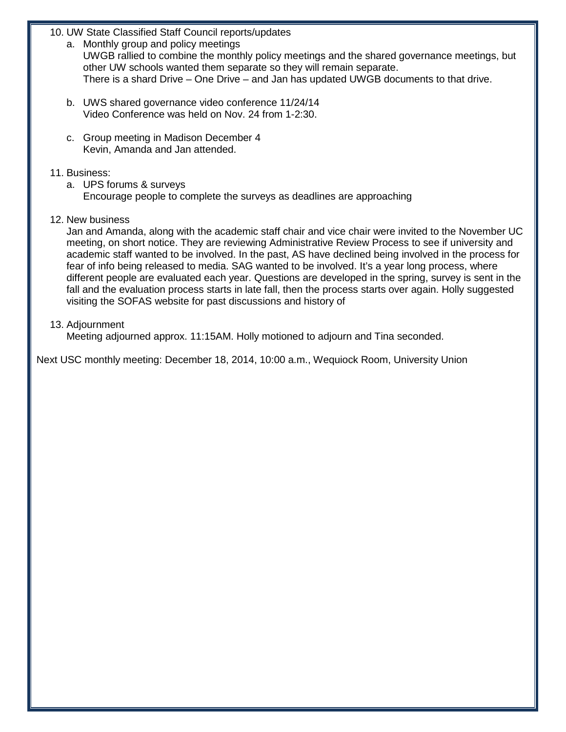10. UW State Classified Staff Council reports/updates
    a. Monthly group and policy meetings
       UWGB rallied to combine the monthly policy meetings and the shared governance meetings, but other UW schools wanted them separate so they will remain separate.
       There is a shard Drive – One Drive – and Jan has updated UWGB documents to that drive.

    b. UWS shared governance video conference 11/24/14
       Video Conference was held on Nov. 24 from 1-2:30.

    c. Group meeting in Madison December 4
       Kevin, Amanda and Jan attended.

11. Business:
    a. UPS forums & surveys
       Encourage people to complete the surveys as deadlines are approaching

12. New business
    Jan and Amanda, along with the academic staff chair and vice chair were invited to the November UC meeting, on short notice. They are reviewing Administrative Review Process to see if university and academic staff wanted to be involved. In the past, AS have declined being involved in the process for fear of info being released to media. SAG wanted to be involved. It's a year long process, where different people are evaluated each year. Questions are developed in the spring, survey is sent in the fall and the evaluation process starts in late fall, then the process starts over again. Holly suggested visiting the SOFAS website for past discussions and history of

13. Adjournment
    Meeting adjourned approx. 11:15AM. Holly motioned to adjourn and Tina seconded.

Next USC monthly meeting: December 18, 2014, 10:00 a.m., Wequiock Room, University Union